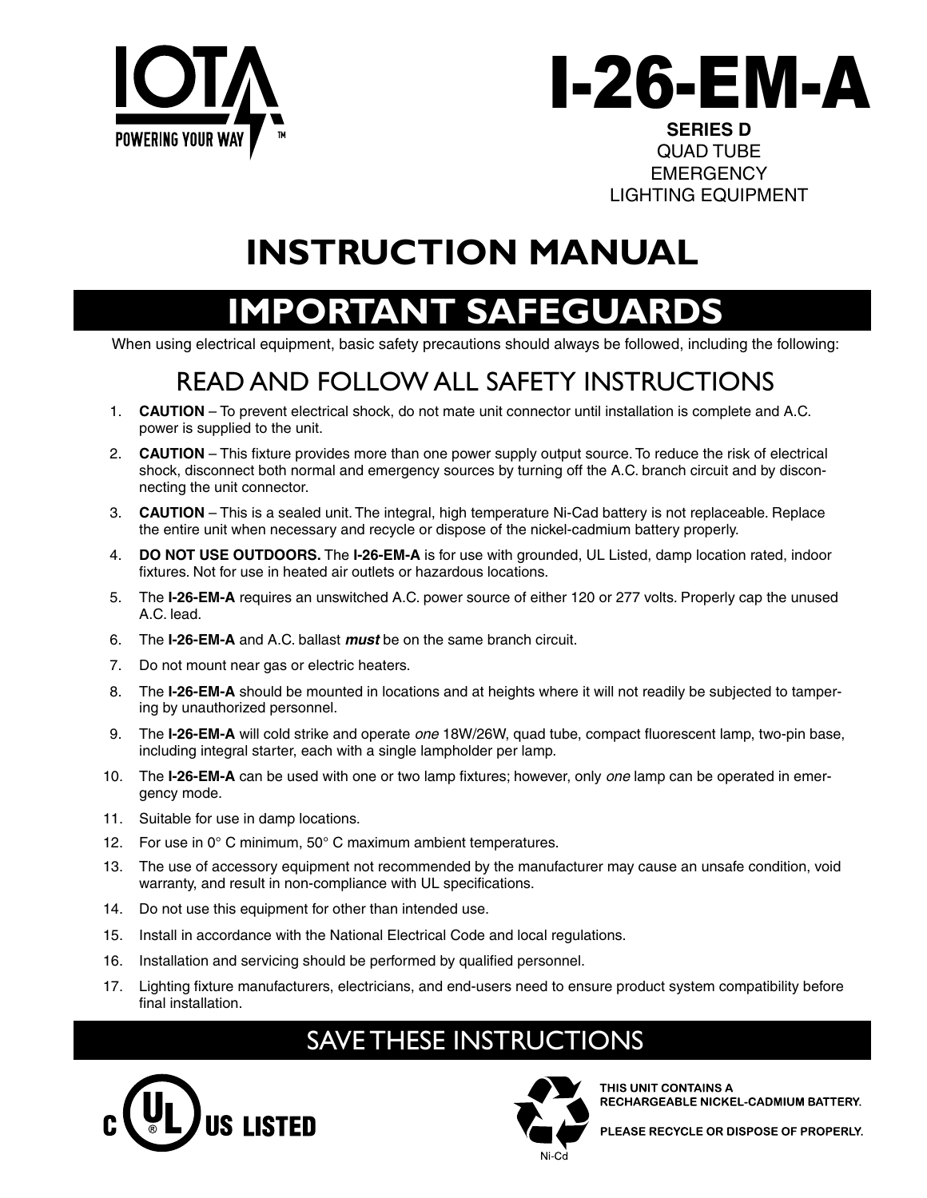IOTA

POWERING YOUR WAY™

# I-26-EM-A

**SERIES D**
QUAD TUBE
EMERGENCY
LIGHTING EQUIPMENT

# INSTRUCTION MANUAL

## IMPORTANT SAFEGUARDS

When using electrical equipment, basic safety precautions should always be followed, including the following:

### READ AND FOLLOW ALL SAFETY INSTRUCTIONS

1. **CAUTION** – To prevent electrical shock, do not mate unit connector until installation is complete and A.C. power is supplied to the unit.
2. **CAUTION** – This fixture provides more than one power supply output source. To reduce the risk of electrical shock, disconnect both normal and emergency sources by turning off the A.C. branch circuit and by disconnecting the unit connector.
3. **CAUTION** – This is a sealed unit. The integral, high temperature Ni-Cad battery is not replaceable. Replace the entire unit when necessary and recycle or dispose of the nickel-cadmium battery properly.
4. **DO NOT USE OUTDOORS.** The **I-26-EM-A** is for use with grounded, UL Listed, damp location rated, indoor fixtures. Not for use in heated air outlets or hazardous locations.
5. The **I-26-EM-A** requires an unswitched A.C. power source of either 120 or 277 volts. Properly cap the unused A.C. lead.
6. The **I-26-EM-A** and A.C. ballast ***must*** be on the same branch circuit.
7. Do not mount near gas or electric heaters.
8. The **I-26-EM-A** should be mounted in locations and at heights where it will not readily be subjected to tampering by unauthorized personnel.
9. The **I-26-EM-A** will cold strike and operate *one* 18W/26W, quad tube, compact fluorescent lamp, two-pin base, including integral starter, each with a single lampholder per lamp.
10. The **I-26-EM-A** can be used with one or two lamp fixtures; however, only *one* lamp can be operated in emergency mode.
11. Suitable for use in damp locations.
12. For use in 0° C minimum, 50° C maximum ambient temperatures.
13. The use of accessory equipment not recommended by the manufacturer may cause an unsafe condition, void warranty, and result in non-compliance with UL specifications.
14. Do not use this equipment for other than intended use.
15. Install in accordance with the National Electrical Code and local regulations.
16. Installation and servicing should be performed by qualified personnel.
17. Lighting fixture manufacturers, electricians, and end-users need to ensure product system compatibility before final installation.

## SAVE THESE INSTRUCTIONS

C UL US LISTED

Ni-Cd

**THIS UNIT CONTAINS A RECHARGEABLE NICKEL-CADMIUM BATTERY.**

**PLEASE RECYCLE OR DISPOSE OF PROPERLY.**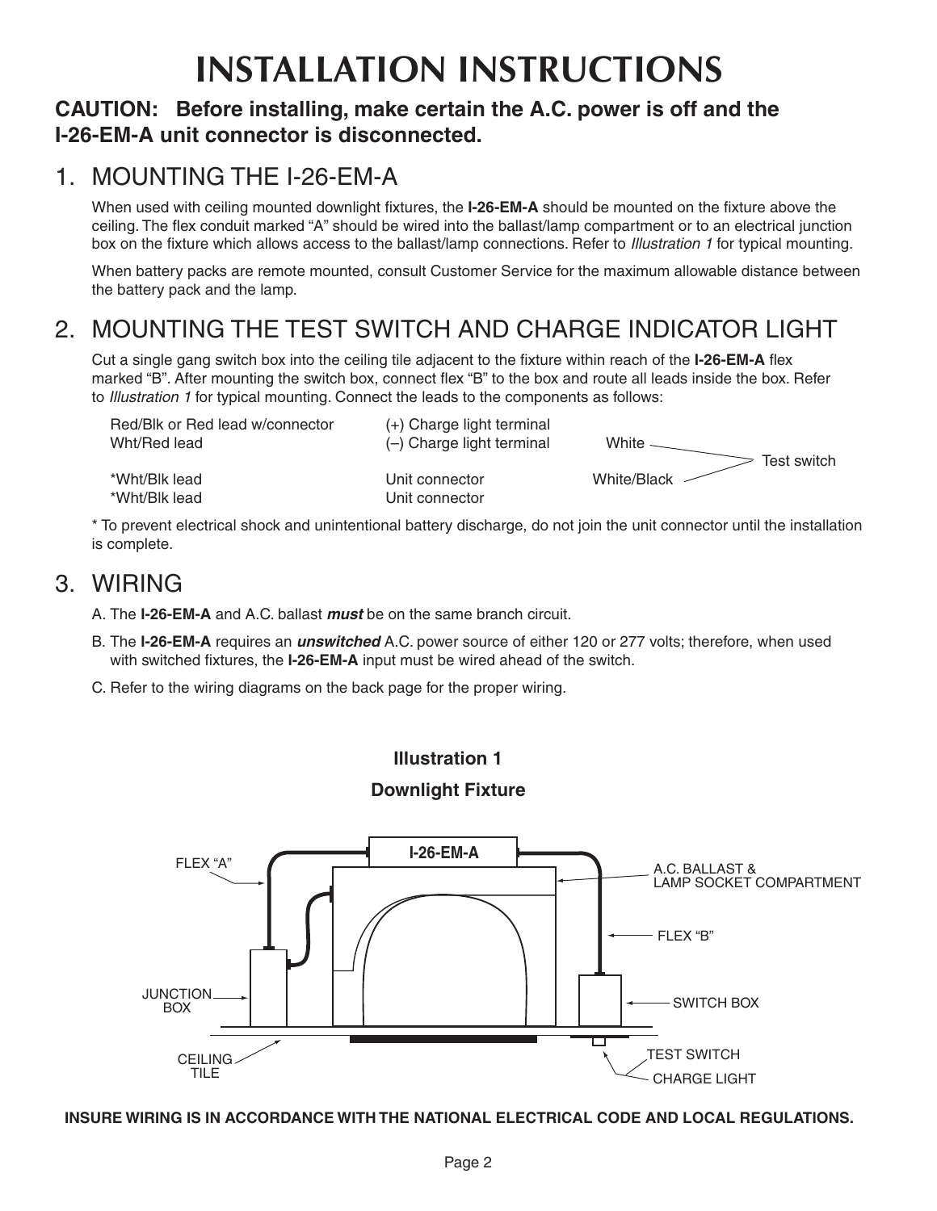# INSTALLATION INSTRUCTIONS

**CAUTION: Before installing, make certain the A.C. power is off and the I-26-EM-A unit connector is disconnected.**

## 1. MOUNTING THE I-26-EM-A

When used with ceiling mounted downlight fixtures, the **I-26-EM-A** should be mounted on the fixture above the ceiling. The flex conduit marked "A" should be wired into the ballast/lamp compartment or to an electrical junction box on the fixture which allows access to the ballast/lamp connections. Refer to *Illustration 1* for typical mounting.

When battery packs are remote mounted, consult Customer Service for the maximum allowable distance between the battery pack and the lamp.

## 2. MOUNTING THE TEST SWITCH AND CHARGE INDICATOR LIGHT

Cut a single gang switch box into the ceiling tile adjacent to the fixture within reach of the **I-26-EM-A** flex marked "B". After mounting the switch box, connect flex "B" to the box and route all leads inside the box. Refer to *Illustration 1* for typical mounting. Connect the leads to the components as follows:

| Lead | Connection |
|---|---|
| Red/Blk or Red lead w/connector | (+) Charge light terminal |
| Wht/Red lead | (–) Charge light terminal |
| *Wht/Blk lead | Unit connector |
| *Wht/Blk lead | Unit connector |
| White | Test switch |
| White/Black | Test switch |

* To prevent electrical shock and unintentional battery discharge, do not join the unit connector until the installation is complete.

## 3. WIRING

A. The **I-26-EM-A** and A.C. ballast ***must*** be on the same branch circuit.

B. The **I-26-EM-A** requires an ***unswitched*** A.C. power source of either 120 or 277 volts; therefore, when used with switched fixtures, the **I-26-EM-A** input must be wired ahead of the switch.

C. Refer to the wiring diagrams on the back page for the proper wiring.

**Illustration 1**

**Downlight Fixture**

I-26-EM-A

FLEX "A"

A.C. BALLAST & LAMP SOCKET COMPARTMENT

FLEX "B"

JUNCTION BOX

SWITCH BOX

CEILING TILE

TEST SWITCH

CHARGE LIGHT

**INSURE WIRING IS IN ACCORDANCE WITH THE NATIONAL ELECTRICAL CODE AND LOCAL REGULATIONS.**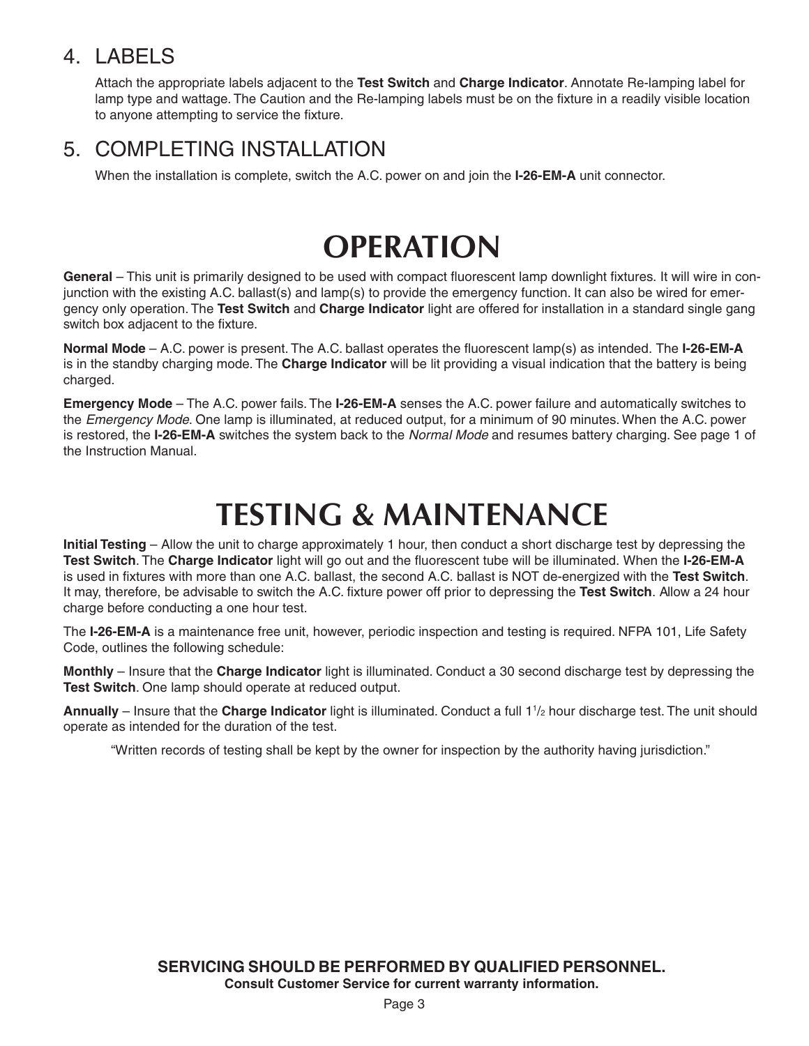## 4. LABELS

Attach the appropriate labels adjacent to the **Test Switch** and **Charge Indicator**. Annotate Re-lamping label for lamp type and wattage. The Caution and the Re-lamping labels must be on the fixture in a readily visible location to anyone attempting to service the fixture.

## 5. COMPLETING INSTALLATION

When the installation is complete, switch the A.C. power on and join the **I-26-EM-A** unit connector.

# OPERATION

**General** – This unit is primarily designed to be used with compact fluorescent lamp downlight fixtures. It will wire in conjunction with the existing A.C. ballast(s) and lamp(s) to provide the emergency function. It can also be wired for emergency only operation. The **Test Switch** and **Charge Indicator** light are offered for installation in a standard single gang switch box adjacent to the fixture.

**Normal Mode** – A.C. power is present. The A.C. ballast operates the fluorescent lamp(s) as intended. The **I-26-EM-A** is in the standby charging mode. The **Charge Indicator** will be lit providing a visual indication that the battery is being charged.

**Emergency Mode** – The A.C. power fails. The **I-26-EM-A** senses the A.C. power failure and automatically switches to the *Emergency Mode*. One lamp is illuminated, at reduced output, for a minimum of 90 minutes. When the A.C. power is restored, the **I-26-EM-A** switches the system back to the *Normal Mode* and resumes battery charging. See page 1 of the Instruction Manual.

# TESTING & MAINTENANCE

**Initial Testing** – Allow the unit to charge approximately 1 hour, then conduct a short discharge test by depressing the **Test Switch**. The **Charge Indicator** light will go out and the fluorescent tube will be illuminated. When the **I-26-EM-A** is used in fixtures with more than one A.C. ballast, the second A.C. ballast is NOT de-energized with the **Test Switch**. It may, therefore, be advisable to switch the A.C. fixture power off prior to depressing the **Test Switch**. Allow a 24 hour charge before conducting a one hour test.

The **I-26-EM-A** is a maintenance free unit, however, periodic inspection and testing is required. NFPA 101, Life Safety Code, outlines the following schedule:

**Monthly** – Insure that the **Charge Indicator** light is illuminated. Conduct a 30 second discharge test by depressing the **Test Switch**. One lamp should operate at reduced output.

**Annually** – Insure that the **Charge Indicator** light is illuminated. Conduct a full 1 1/2 hour discharge test. The unit should operate as intended for the duration of the test.

"Written records of testing shall be kept by the owner for inspection by the authority having jurisdiction."

**SERVICING SHOULD BE PERFORMED BY QUALIFIED PERSONNEL.**
**Consult Customer Service for current warranty information.**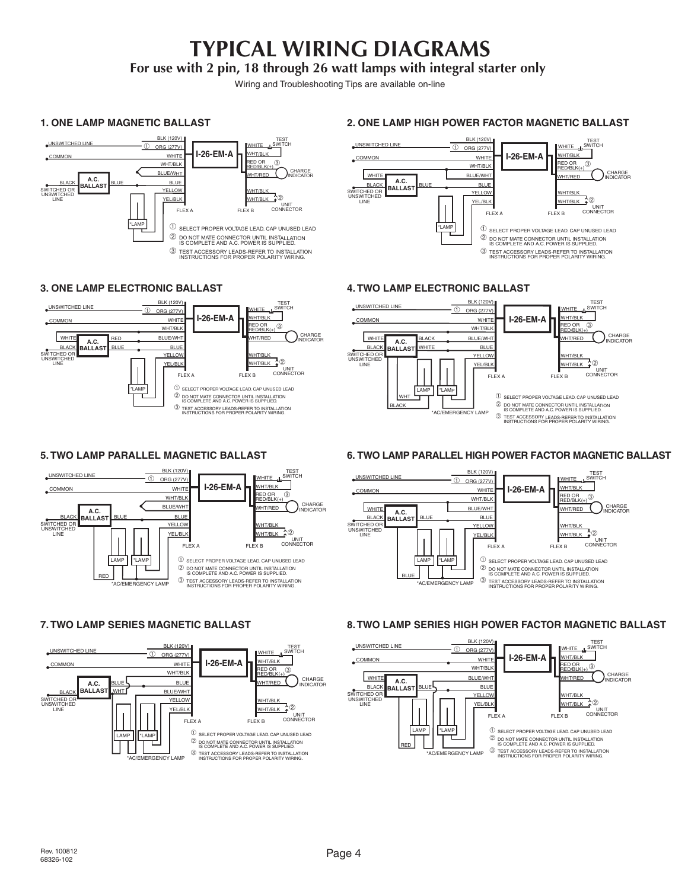# TYPICAL WIRING DIAGRAMS

## For use with 2 pin, 18 through 26 watt lamps with integral starter only

Wiring and Troubleshooting Tips are available on-line

### 1. ONE LAMP MAGNETIC BALLAST

UNSWITCHED LINE, COMMON, BLACK, SWITCHED OR UNSWITCHED LINE, A.C. BALLAST, BLUE, BLK (120V), ① ORG (277V), WHITE, WHT/BLK, BLUE/WHT, BLUE, YELLOW, YEL/BLK, I-26-EM-A, WHITE, TEST SWITCH, WHT/BLK, RED OR RED/BLK(+) ③, WHT/RED, CHARGE INDICATOR, WHT/BLK, WHT/BLK ②, UNIT CONNECTOR, FLEX A, FLEX B, *LAMP

① SELECT PROPER VOLTAGE LEAD. CAP UNUSED LEAD
② DO NOT MATE CONNECTOR UNTIL INSTALLATION IS COMPLETE AND A.C. POWER IS SUPPLIED.
③ TEST ACCESSORY LEADS-REFER TO INSTALLATION INSTRUCTIONS FOR PROPER POLARITY WIRING.

### 2. ONE LAMP HIGH POWER FACTOR MAGNETIC BALLAST

UNSWITCHED LINE, COMMON, WHITE, BLACK, SWITCHED OR UNSWITCHED LINE, A.C. BALLAST, BLUE, BLK (120V), ① ORG (277V), WHITE, WHT/BLK, BLUE/WHT, BLUE, YELLOW, YEL/BLK, I-26-EM-A, WHITE, TEST SWITCH, WHT/BLK, RED OR RED/BLK(+) ③, WHT/RED, CHARGE INDICATOR, WHT/BLK, WHT/BLK ②, UNIT CONNECTOR, FLEX A, FLEX B, *LAMP

① SELECT PROPER VOLTAGE LEAD. CAP UNUSED LEAD
② DO NOT MATE CONNECTOR UNTIL INSTALLATION IS COMPLETE AND A.C. POWER IS SUPPLIED.
③ TEST ACCESSORY LEADS-REFER TO INSTALLATION INSTRUCTIONS FOR PROPER POLARITY WIRING.

### 3. ONE LAMP ELECTRONIC BALLAST

UNSWITCHED LINE, COMMON, WHITE, BLACK, SWITCHED OR UNSWITCHED LINE, A.C. BALLAST, RED, BLUE, BLK (120V), ① ORG (277V), WHITE, WHT/BLK, BLUE/WHT, BLUE, YELLOW, YEL/BLK, I-26-EM-A, WHITE, TEST SWITCH, WHT/BLK, RED OR RED/BLK(+) ③, WHT/RED, CHARGE INDICATOR, WHT/BLK, WHT/BLK ②, UNIT CONNECTOR, FLEX A, FLEX B, *LAMP

① SELECT PROPER VOLTAGE LEAD. CAP UNUSED LEAD
② DO NOT MATE CONNECTOR UNTIL INSTALLATION IS COMPLETE AND A.C. POWER IS SUPPLIED.
③ TEST ACCESSORY LEADS-REFER TO INSTALLATION INSTRUCTIONS FOR PROPER POLARITY WIRING.

### 4. TWO LAMP ELECTRONIC BALLAST

UNSWITCHED LINE, COMMON, WHITE, BLACK, SWITCHED OR UNSWITCHED LINE, A.C. BALLAST, BLACK, WHITE, BLK (120V), ① ORG (277V), WHITE, WHT/BLK, BLUE/WHT, BLUE, YELLOW, YEL/BLK, I-26-EM-A, WHITE, TEST SWITCH, WHT/BLK, RED OR RED/BLK(+) ③, WHT/RED, CHARGE INDICATOR, WHT/BLK, WHT/BLK ②, UNIT CONNECTOR, FLEX A, FLEX B, WHT, BLACK, LAMP, *LAMP, *AC/EMERGENCY LAMP

① SELECT PROPER VOLTAGE LEAD. CAP UNUSED LEAD
② DO NOT MATE CONNECTOR UNTIL INSTALLATION IS COMPLETE AND A.C. POWER IS SUPPLIED.
③ TEST ACCESSORY LEADS-REFER TO INSTALLATION INSTRUCTIONS FOR PROPER POLARITY WIRING.

### 5. TWO LAMP PARALLEL MAGNETIC BALLAST

UNSWITCHED LINE, COMMON, BLACK, SWITCHED OR UNSWITCHED LINE, A.C. BALLAST, BLUE, BLK (120V), ① ORG (277V), WHITE, WHT/BLK, BLUE/WHT, BLUE, YELLOW, YEL/BLK, I-26-EM-A, WHITE, TEST SWITCH, WHT/BLK, RED OR RED/BLK(+) ③, WHT/RED, CHARGE INDICATOR, WHT/BLK, WHT/BLK ②, UNIT CONNECTOR, FLEX A, FLEX B, RED, LAMP, *LAMP, *AC/EMERGENCY LAMP

① SELECT PROPER VOLTAGE LEAD. CAP UNUSED LEAD
② DO NOT MATE CONNECTOR UNTIL INSTALLATION IS COMPLETE AND A.C. POWER IS SUPPLIED.
③ TEST ACCESSORY LEADS-REFER TO INSTALLATION INSTRUCTIONS FOR PROPER POLARITY WIRING.

### 6. TWO LAMP PARALLEL HIGH POWER FACTOR MAGNETIC BALLAST

UNSWITCHED LINE, COMMON, WHITE, BLACK, SWITCHED OR UNSWITCHED LINE, A.C. BALLAST, BLUE, BLK (120V), ① ORG (277V), WHITE, WHT/BLK, BLUE/WHT, BLUE, YELLOW, YEL/BLK, I-26-EM-A, WHITE, TEST SWITCH, WHT/BLK, RED OR RED/BLK(+) ③, WHT/RED, CHARGE INDICATOR, WHT/BLK, WHT/BLK ②, UNIT CONNECTOR, FLEX A, FLEX B, BLUE, LAMP, *LAMP, *AC/EMERGENCY LAMP

① SELECT PROPER VOLTAGE LEAD. CAP UNUSED LEAD
② DO NOT MATE CONNECTOR UNTIL INSTALLATION IS COMPLETE AND A.C. POWER IS SUPPLIED.
③ TEST ACCESSORY LEADS-REFER TO INSTALLATION INSTRUCTIONS FOR PROPER POLARITY WIRING.

### 7. TWO LAMP SERIES MAGNETIC BALLAST

UNSWITCHED LINE, COMMON, BLACK, SWITCHED OR UNSWITCHED LINE, A.C. BALLAST, BLUE, WHT, BLK (120V), ① ORG (277V), WHITE, WHT/BLK, BLUE, BLUE/WHT, YELLOW, YEL/BLK, I-26-EM-A, WHITE, TEST SWITCH, WHT/BLK, RED OR RED/BLK(+) ③, WHT/RED, CHARGE INDICATOR, WHT/BLK, WHT/BLK ②, UNIT CONNECTOR, FLEX A, FLEX B, LAMP, *LAMP, *AC/EMERGENCY LAMP

① SELECT PROPER VOLTAGE LEAD. CAP UNUSED LEAD
② DO NOT MATE CONNECTOR UNTIL INSTALLATION IS COMPLETE AND A.C. POWER IS SUPPLIED.
③ TEST ACCESSORY LEADS-REFER TO INSTALLATION INSTRUCTIONS FOR PROPER POLARITY WIRING.

### 8. TWO LAMP SERIES HIGH POWER FACTOR MAGNETIC BALLAST

UNSWITCHED LINE, COMMON, WHITE, BLACK, SWITCHED OR UNSWITCHED LINE, A.C. BALLAST, BLUE, BLK (120V), ① ORG (277V), WHITE, WHT/BLK, BLUE/WHT, BLUE, YELLOW, YEL/BLK, I-26-EM-A, WHITE, TEST SWITCH, WHT/BLK, RED OR RED/BLK(+) ③, WHT/RED, CHARGE INDICATOR, WHT/BLK, WHT/BLK ②, UNIT CONNECTOR, FLEX A, FLEX B, RED, LAMP, *LAMP, *AC/EMERGENCY LAMP

① SELECT PROPER VOLTAGE LEAD. CAP UNUSED LEAD
② DO NOT MATE CONNECTOR UNTIL INSTALLATION IS COMPLETE AND A.C. POWER IS SUPPLIED.
③ TEST ACCESSORY LEADS-REFER TO INSTALLATION INSTRUCTIONS FOR PROPER POLARITY WIRING.

Rev. 100812
68326-102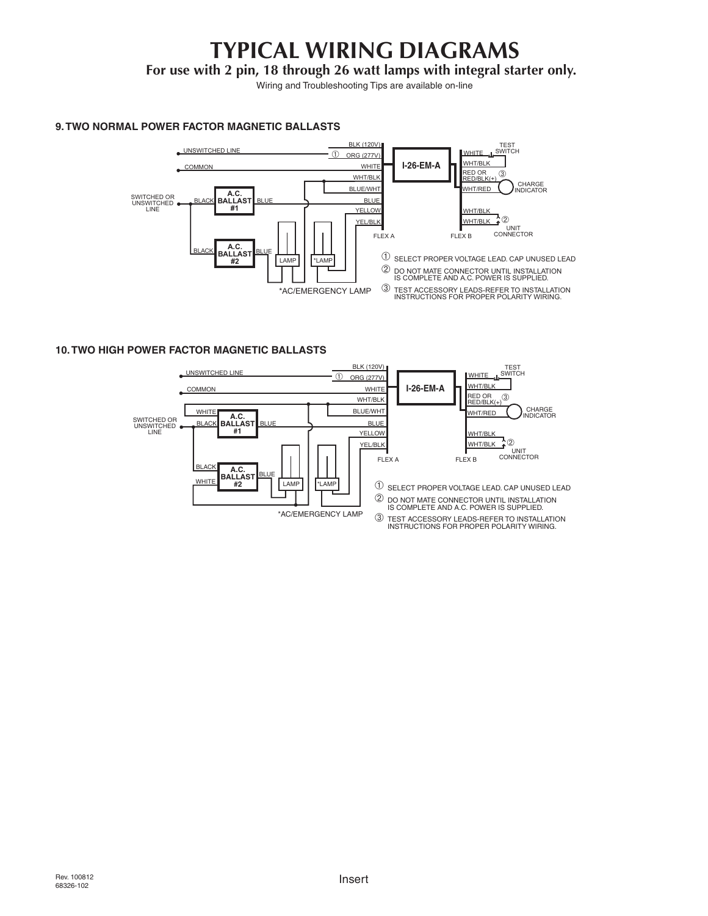# TYPICAL WIRING DIAGRAMS

## For use with 2 pin, 18 through 26 watt lamps with integral starter only.

Wiring and Troubleshooting Tips are available on-line

### 9. TWO NORMAL POWER FACTOR MAGNETIC BALLASTS

UNSWITCHED LINE
COMMON
SWITCHED OR UNSWITCHED LINE
BLACK
A.C. BALLAST #1
BLUE
BLACK
A.C. BALLAST #2
BLUE
LAMP
*LAMP
*AC/EMERGENCY LAMP
BLK (120V)
① ORG (277V)
WHITE
WHT/BLK
BLUE/WHT
BLUE
YELLOW
YEL/BLK
FLEX A
I-26-EM-A
WHITE
TEST SWITCH
WHT/BLK
RED OR RED/BLK(+) ③
WHT/RED
CHARGE INDICATOR
WHT/BLK
WHT/BLK ②
UNIT CONNECTOR
FLEX B

① SELECT PROPER VOLTAGE LEAD. CAP UNUSED LEAD
② DO NOT MATE CONNECTOR UNTIL INSTALLATION IS COMPLETE AND A.C. POWER IS SUPPLIED.
③ TEST ACCESSORY LEADS-REFER TO INSTALLATION INSTRUCTIONS FOR PROPER POLARITY WIRING.

### 10. TWO HIGH POWER FACTOR MAGNETIC BALLASTS

UNSWITCHED LINE
COMMON
SWITCHED OR UNSWITCHED LINE
WHITE
BLACK
A.C. BALLAST #1
BLUE
BLACK
WHITE
A.C. BALLAST #2
BLUE
LAMP
*LAMP
*AC/EMERGENCY LAMP
BLK (120V)
① ORG (277V)
WHITE
WHT/BLK
BLUE/WHT
BLUE
YELLOW
YEL/BLK
FLEX A
I-26-EM-A
WHITE
TEST SWITCH
WHT/BLK
RED OR RED/BLK(+) ③
WHT/RED
CHARGE INDICATOR
WHT/BLK
WHT/BLK ②
UNIT CONNECTOR
FLEX B

① SELECT PROPER VOLTAGE LEAD. CAP UNUSED LEAD
② DO NOT MATE CONNECTOR UNTIL INSTALLATION IS COMPLETE AND A.C. POWER IS SUPPLIED.
③ TEST ACCESSORY LEADS-REFER TO INSTALLATION INSTRUCTIONS FOR PROPER POLARITY WIRING.

Rev. 100812
68326-102

Insert